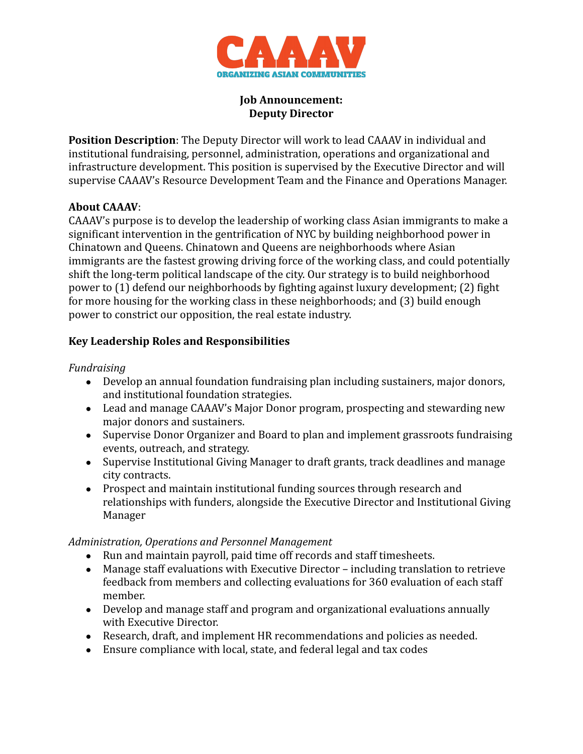# CAAAV

ORGANIZING ASIAN COMMUNITIES

**Job Announcement:**
**Deputy Director**

**Position Description**: The Deputy Director will work to lead CAAAV in individual and institutional fundraising, personnel, administration, operations and organizational and infrastructure development. This position is supervised by the Executive Director and will supervise CAAAV's Resource Development Team and the Finance and Operations Manager.

**About CAAAV**:
CAAAV's purpose is to develop the leadership of working class Asian immigrants to make a significant intervention in the gentrification of NYC by building neighborhood power in Chinatown and Queens. Chinatown and Queens are neighborhoods where Asian immigrants are the fastest growing driving force of the working class, and could potentially shift the long-term political landscape of the city. Our strategy is to build neighborhood power to (1) defend our neighborhoods by fighting against luxury development; (2) fight for more housing for the working class in these neighborhoods; and (3) build enough power to constrict our opposition, the real estate industry.

## Key Leadership Roles and Responsibilities

*Fundraising*

- Develop an annual foundation fundraising plan including sustainers, major donors, and institutional foundation strategies.
- Lead and manage CAAAV's Major Donor program, prospecting and stewarding new major donors and sustainers.
- Supervise Donor Organizer and Board to plan and implement grassroots fundraising events, outreach, and strategy.
- Supervise Institutional Giving Manager to draft grants, track deadlines and manage city contracts.
- Prospect and maintain institutional funding sources through research and relationships with funders, alongside the Executive Director and Institutional Giving Manager

*Administration, Operations and Personnel Management*

- Run and maintain payroll, paid time off records and staff timesheets.
- Manage staff evaluations with Executive Director – including translation to retrieve feedback from members and collecting evaluations for 360 evaluation of each staff member.
- Develop and manage staff and program and organizational evaluations annually with Executive Director.
- Research, draft, and implement HR recommendations and policies as needed.
- Ensure compliance with local, state, and federal legal and tax codes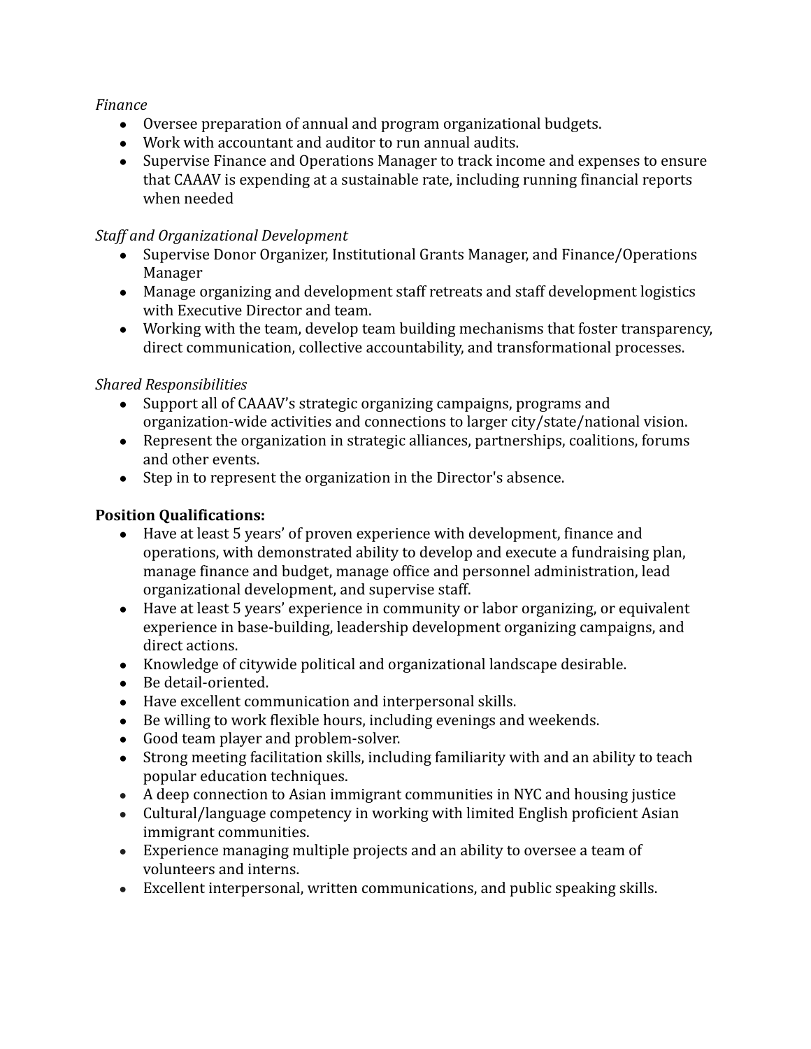*Finance*

- Oversee preparation of annual and program organizational budgets.
- Work with accountant and auditor to run annual audits.
- Supervise Finance and Operations Manager to track income and expenses to ensure that CAAAV is expending at a sustainable rate, including running financial reports when needed

*Staff and Organizational Development*

- Supervise Donor Organizer, Institutional Grants Manager, and Finance/Operations Manager
- Manage organizing and development staff retreats and staff development logistics with Executive Director and team.
- Working with the team, develop team building mechanisms that foster transparency, direct communication, collective accountability, and transformational processes.

*Shared Responsibilities*

- Support all of CAAAV's strategic organizing campaigns, programs and organization-wide activities and connections to larger city/state/national vision.
- Represent the organization in strategic alliances, partnerships, coalitions, forums and other events.
- Step in to represent the organization in the Director's absence.

**Position Qualifications:**

- Have at least 5 years' of proven experience with development, finance and operations, with demonstrated ability to develop and execute a fundraising plan, manage finance and budget, manage office and personnel administration, lead organizational development, and supervise staff.
- Have at least 5 years' experience in community or labor organizing, or equivalent experience in base-building, leadership development organizing campaigns, and direct actions.
- Knowledge of citywide political and organizational landscape desirable.
- Be detail-oriented.
- Have excellent communication and interpersonal skills.
- Be willing to work flexible hours, including evenings and weekends.
- Good team player and problem-solver.
- Strong meeting facilitation skills, including familiarity with and an ability to teach popular education techniques.
- A deep connection to Asian immigrant communities in NYC and housing justice
- Cultural/language competency in working with limited English proficient Asian immigrant communities.
- Experience managing multiple projects and an ability to oversee a team of volunteers and interns.
- Excellent interpersonal, written communications, and public speaking skills.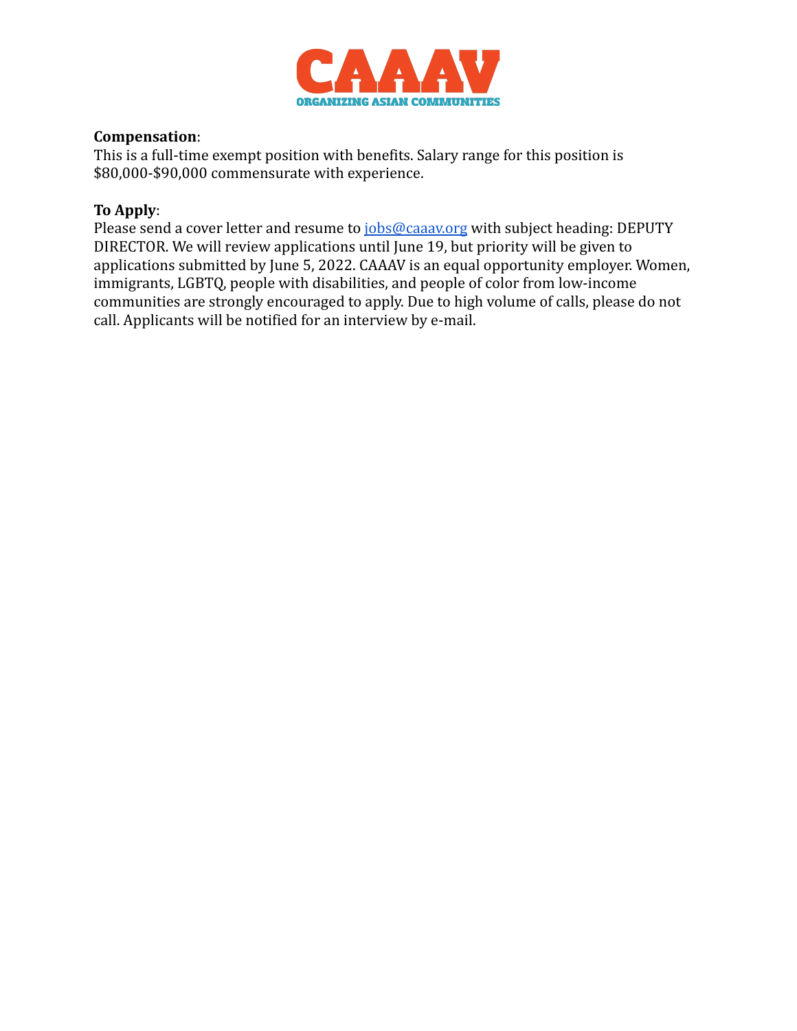**Compensation**:
This is a full-time exempt position with benefits. Salary range for this position is $80,000-$90,000 commensurate with experience.

**To Apply**:
Please send a cover letter and resume to jobs@caaav.org with subject heading: DEPUTY DIRECTOR. We will review applications until June 19, but priority will be given to applications submitted by June 5, 2022. CAAAV is an equal opportunity employer. Women, immigrants, LGBTQ, people with disabilities, and people of color from low-income communities are strongly encouraged to apply. Due to high volume of calls, please do not call. Applicants will be notified for an interview by e-mail.